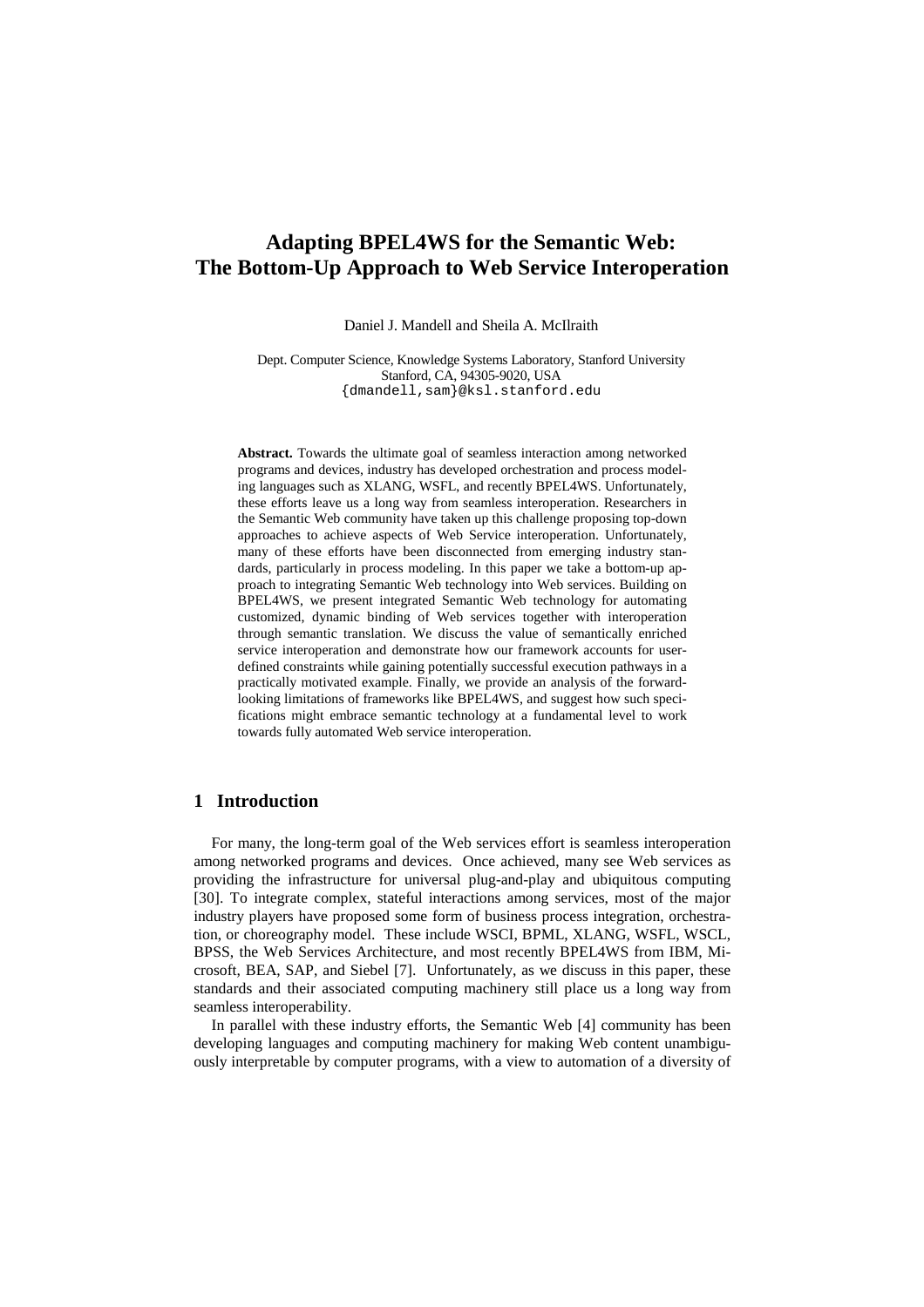# Adapting BPEL4WS for the Semantic Web: The Bottom-Up Approach to Web Service Interoperation

Daniel J. Mandell and Sheila A. McIlraith

Dept. Computer Science, Knowledge Systems Laboratory, Stanford University
Stanford, CA, 94305-9020, USA
{dmandell,sam}@ksl.stanford.edu

**Abstract.** Towards the ultimate goal of seamless interaction among networked programs and devices, industry has developed orchestration and process modeling languages such as XLANG, WSFL, and recently BPEL4WS. Unfortunately, these efforts leave us a long way from seamless interoperation. Researchers in the Semantic Web community have taken up this challenge proposing top-down approaches to achieve aspects of Web Service interoperation. Unfortunately, many of these efforts have been disconnected from emerging industry standards, particularly in process modeling. In this paper we take a bottom-up approach to integrating Semantic Web technology into Web services. Building on BPEL4WS, we present integrated Semantic Web technology for automating customized, dynamic binding of Web services together with interoperation through semantic translation. We discuss the value of semantically enriched service interoperation and demonstrate how our framework accounts for user-defined constraints while gaining potentially successful execution pathways in a practically motivated example. Finally, we provide an analysis of the forward-looking limitations of frameworks like BPEL4WS, and suggest how such specifications might embrace semantic technology at a fundamental level to work towards fully automated Web service interoperation.

## 1 Introduction

For many, the long-term goal of the Web services effort is seamless interoperation among networked programs and devices. Once achieved, many see Web services as providing the infrastructure for universal plug-and-play and ubiquitous computing [30]. To integrate complex, stateful interactions among services, most of the major industry players have proposed some form of business process integration, orchestration, or choreography model. These include WSCI, BPML, XLANG, WSFL, WSCL, BPSS, the Web Services Architecture, and most recently BPEL4WS from IBM, Microsoft, BEA, SAP, and Siebel [7]. Unfortunately, as we discuss in this paper, these standards and their associated computing machinery still place us a long way from seamless interoperability.

In parallel with these industry efforts, the Semantic Web [4] community has been developing languages and computing machinery for making Web content unambiguously interpretable by computer programs, with a view to automation of a diversity of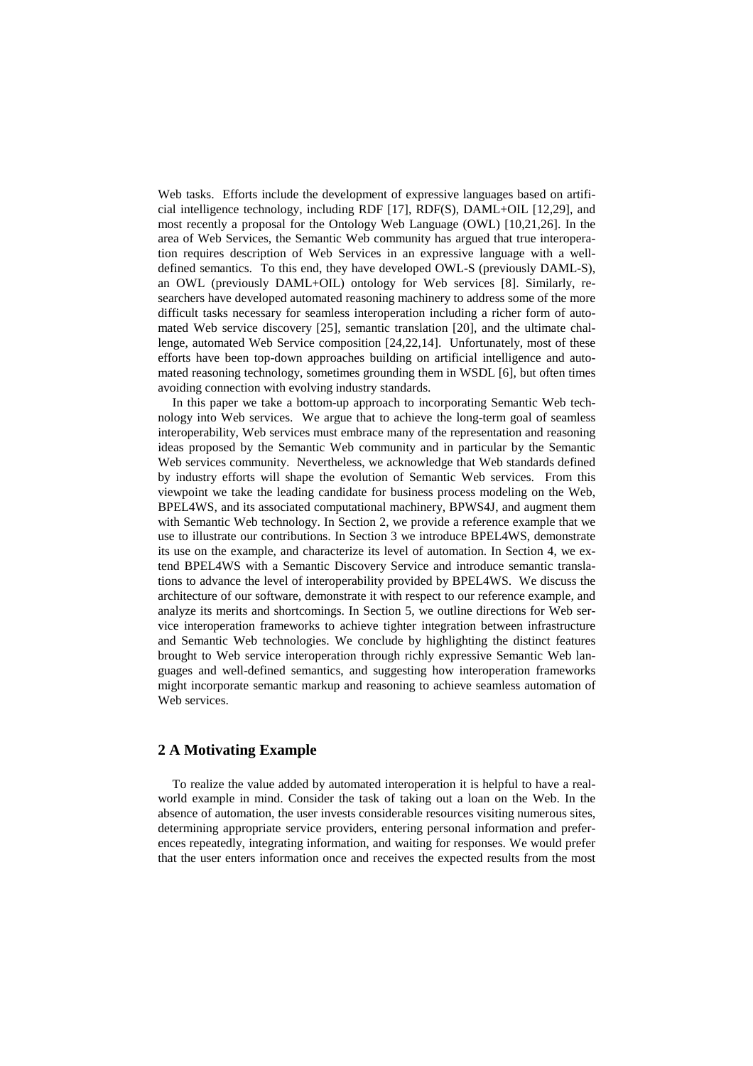Web tasks. Efforts include the development of expressive languages based on artificial intelligence technology, including RDF [17], RDF(S), DAML+OIL [12,29], and most recently a proposal for the Ontology Web Language (OWL) [10,21,26]. In the area of Web Services, the Semantic Web community has argued that true interoperation requires description of Web Services in an expressive language with a well-defined semantics. To this end, they have developed OWL-S (previously DAML-S), an OWL (previously DAML+OIL) ontology for Web services [8]. Similarly, researchers have developed automated reasoning machinery to address some of the more difficult tasks necessary for seamless interoperation including a richer form of automated Web service discovery [25], semantic translation [20], and the ultimate challenge, automated Web Service composition [24,22,14]. Unfortunately, most of these efforts have been top-down approaches building on artificial intelligence and automated reasoning technology, sometimes grounding them in WSDL [6], but often times avoiding connection with evolving industry standards.

In this paper we take a bottom-up approach to incorporating Semantic Web technology into Web services. We argue that to achieve the long-term goal of seamless interoperability, Web services must embrace many of the representation and reasoning ideas proposed by the Semantic Web community and in particular by the Semantic Web services community. Nevertheless, we acknowledge that Web standards defined by industry efforts will shape the evolution of Semantic Web services. From this viewpoint we take the leading candidate for business process modeling on the Web, BPEL4WS, and its associated computational machinery, BPWS4J, and augment them with Semantic Web technology. In Section 2, we provide a reference example that we use to illustrate our contributions. In Section 3 we introduce BPEL4WS, demonstrate its use on the example, and characterize its level of automation. In Section 4, we extend BPEL4WS with a Semantic Discovery Service and introduce semantic translations to advance the level of interoperability provided by BPEL4WS. We discuss the architecture of our software, demonstrate it with respect to our reference example, and analyze its merits and shortcomings. In Section 5, we outline directions for Web service interoperation frameworks to achieve tighter integration between infrastructure and Semantic Web technologies. We conclude by highlighting the distinct features brought to Web service interoperation through richly expressive Semantic Web languages and well-defined semantics, and suggesting how interoperation frameworks might incorporate semantic markup and reasoning to achieve seamless automation of Web services.

## 2 A Motivating Example

To realize the value added by automated interoperation it is helpful to have a real-world example in mind. Consider the task of taking out a loan on the Web. In the absence of automation, the user invests considerable resources visiting numerous sites, determining appropriate service providers, entering personal information and preferences repeatedly, integrating information, and waiting for responses. We would prefer that the user enters information once and receives the expected results from the most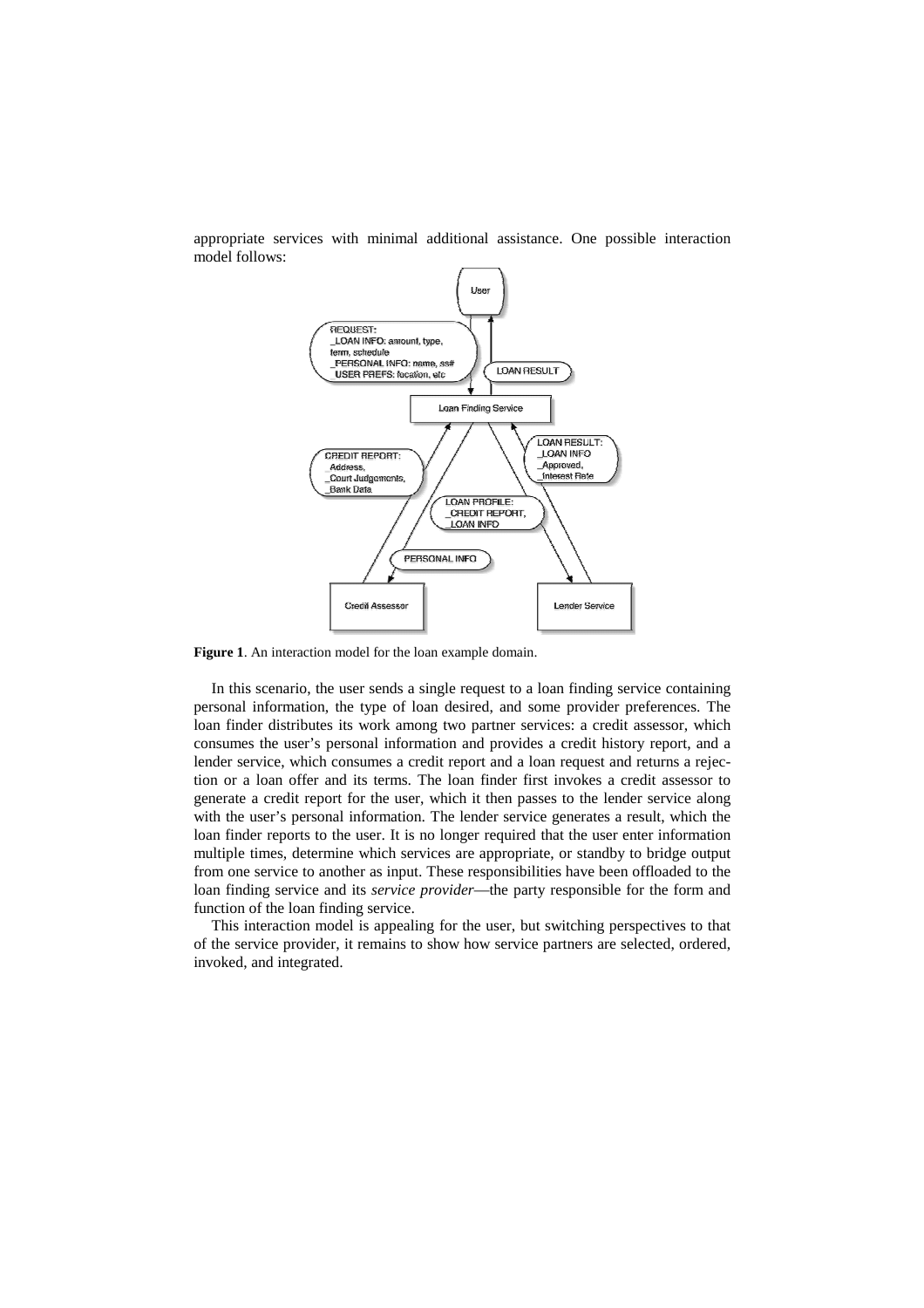appropriate services with minimal additional assistance. One possible interaction model follows:

**Figure 1**. An interaction model for the loan example domain.

In this scenario, the user sends a single request to a loan finding service containing personal information, the type of loan desired, and some provider preferences. The loan finder distributes its work among two partner services: a credit assessor, which consumes the user's personal information and provides a credit history report, and a lender service, which consumes a credit report and a loan request and returns a rejection or a loan offer and its terms. The loan finder first invokes a credit assessor to generate a credit report for the user, which it then passes to the lender service along with the user's personal information. The lender service generates a result, which the loan finder reports to the user. It is no longer required that the user enter information multiple times, determine which services are appropriate, or standby to bridge output from one service to another as input. These responsibilities have been offloaded to the loan finding service and its *service provider*—the party responsible for the form and function of the loan finding service.

This interaction model is appealing for the user, but switching perspectives to that of the service provider, it remains to show how service partners are selected, ordered, invoked, and integrated.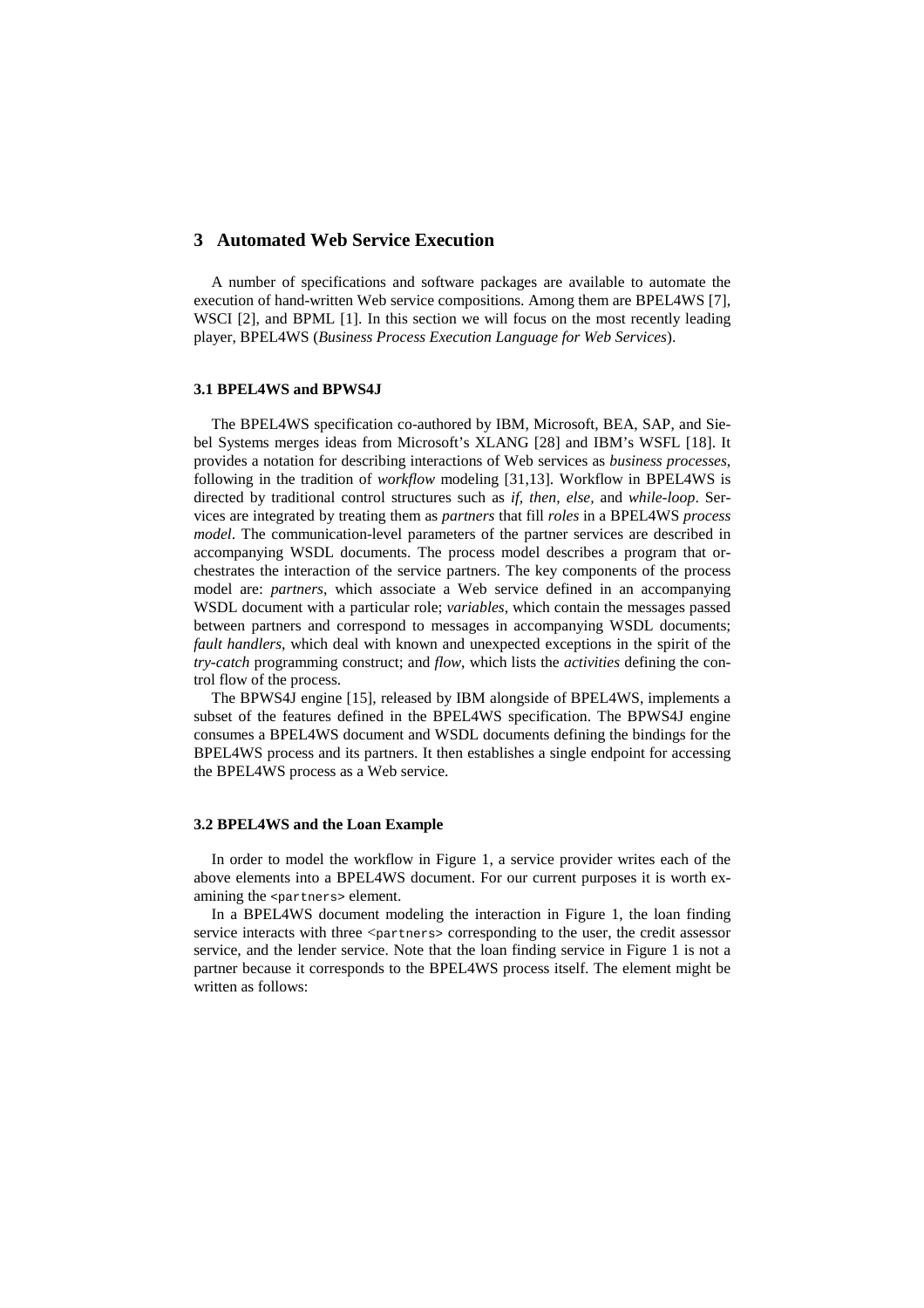## 3 Automated Web Service Execution

A number of specifications and software packages are available to automate the execution of hand-written Web service compositions. Among them are BPEL4WS [7], WSCI [2], and BPML [1]. In this section we will focus on the most recently leading player, BPEL4WS (*Business Process Execution Language for Web Services*).

### 3.1 BPEL4WS and BPWS4J

The BPEL4WS specification co-authored by IBM, Microsoft, BEA, SAP, and Siebel Systems merges ideas from Microsoft's XLANG [28] and IBM's WSFL [18]. It provides a notation for describing interactions of Web services as *business processes*, following in the tradition of *workflow* modeling [31,13]. Workflow in BPEL4WS is directed by traditional control structures such as *if, then, else,* and *while-loop*. Services are integrated by treating them as *partners* that fill *roles* in a BPEL4WS *process model*. The communication-level parameters of the partner services are described in accompanying WSDL documents. The process model describes a program that orchestrates the interaction of the service partners. The key components of the process model are: *partners*, which associate a Web service defined in an accompanying WSDL document with a particular role; *variables*, which contain the messages passed between partners and correspond to messages in accompanying WSDL documents; *fault handlers*, which deal with known and unexpected exceptions in the spirit of the *try-catch* programming construct; and *flow*, which lists the *activities* defining the control flow of the process.

The BPWS4J engine [15], released by IBM alongside of BPEL4WS, implements a subset of the features defined in the BPEL4WS specification. The BPWS4J engine consumes a BPEL4WS document and WSDL documents defining the bindings for the BPEL4WS process and its partners. It then establishes a single endpoint for accessing the BPEL4WS process as a Web service.

### 3.2 BPEL4WS and the Loan Example

In order to model the workflow in Figure 1, a service provider writes each of the above elements into a BPEL4WS document. For our current purposes it is worth examining the `<partners>` element.

In a BPEL4WS document modeling the interaction in Figure 1, the loan finding service interacts with three `<partners>` corresponding to the user, the credit assessor service, and the lender service. Note that the loan finding service in Figure 1 is not a partner because it corresponds to the BPEL4WS process itself. The element might be written as follows: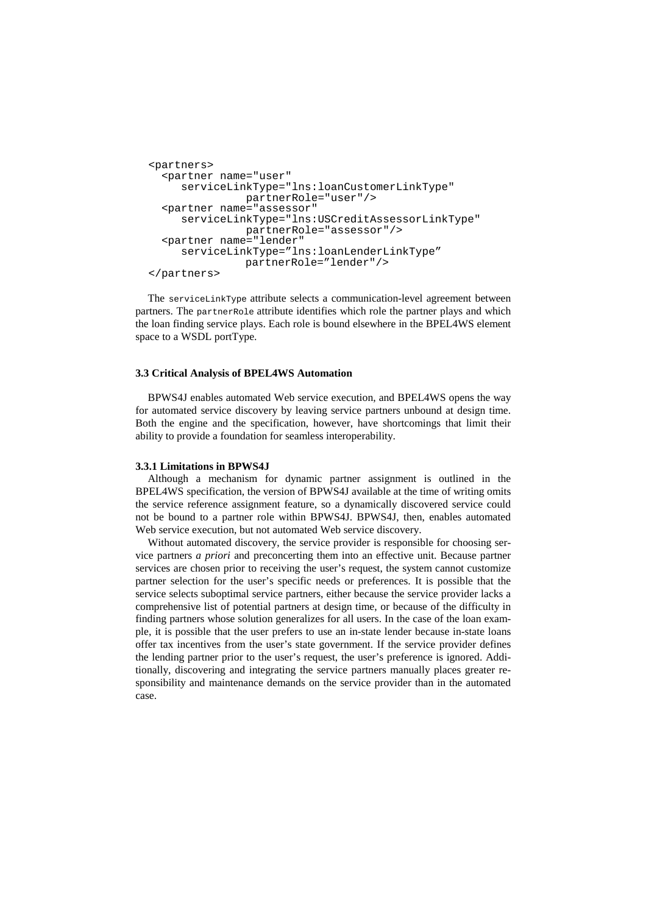```
<partners>
  <partner name="user"
     serviceLinkType="lns:loanCustomerLinkType"
               partnerRole="user"/>
  <partner name="assessor"
     serviceLinkType="lns:USCreditAssessorLinkType"
               partnerRole="assessor"/>
  <partner name="lender"
     serviceLinkType="lns:loanLenderLinkType"
               partnerRole="lender"/>
</partners>
```

The `serviceLinkType` attribute selects a communication-level agreement between partners. The `partnerRole` attribute identifies which role the partner plays and which the loan finding service plays. Each role is bound elsewhere in the BPEL4WS element space to a WSDL portType.

### 3.3 Critical Analysis of BPEL4WS Automation

BPWS4J enables automated Web service execution, and BPEL4WS opens the way for automated service discovery by leaving service partners unbound at design time. Both the engine and the specification, however, have shortcomings that limit their ability to provide a foundation for seamless interoperability.

#### 3.3.1 Limitations in BPWS4J

Although a mechanism for dynamic partner assignment is outlined in the BPEL4WS specification, the version of BPWS4J available at the time of writing omits the service reference assignment feature, so a dynamically discovered service could not be bound to a partner role within BPWS4J. BPWS4J, then, enables automated Web service execution, but not automated Web service discovery.

Without automated discovery, the service provider is responsible for choosing service partners *a priori* and preconcerting them into an effective unit. Because partner services are chosen prior to receiving the user's request, the system cannot customize partner selection for the user's specific needs or preferences. It is possible that the service selects suboptimal service partners, either because the service provider lacks a comprehensive list of potential partners at design time, or because of the difficulty in finding partners whose solution generalizes for all users. In the case of the loan example, it is possible that the user prefers to use an in-state lender because in-state loans offer tax incentives from the user's state government. If the service provider defines the lending partner prior to the user's request, the user's preference is ignored. Additionally, discovering and integrating the service partners manually places greater responsibility and maintenance demands on the service provider than in the automated case.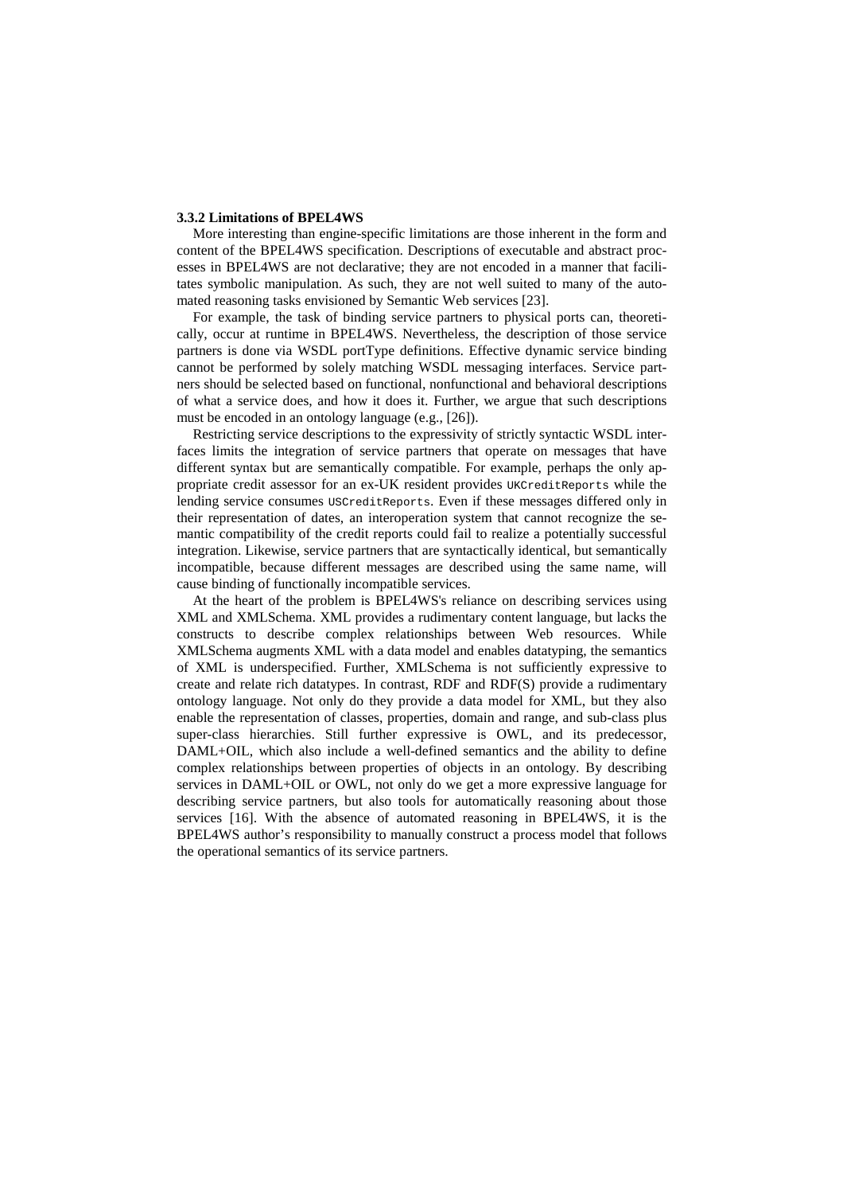### 3.3.2 Limitations of BPEL4WS

More interesting than engine-specific limitations are those inherent in the form and content of the BPEL4WS specification. Descriptions of executable and abstract processes in BPEL4WS are not declarative; they are not encoded in a manner that facilitates symbolic manipulation. As such, they are not well suited to many of the automated reasoning tasks envisioned by Semantic Web services [23].

For example, the task of binding service partners to physical ports can, theoretically, occur at runtime in BPEL4WS. Nevertheless, the description of those service partners is done via WSDL portType definitions. Effective dynamic service binding cannot be performed by solely matching WSDL messaging interfaces. Service partners should be selected based on functional, nonfunctional and behavioral descriptions of what a service does, and how it does it. Further, we argue that such descriptions must be encoded in an ontology language (e.g., [26]).

Restricting service descriptions to the expressivity of strictly syntactic WSDL interfaces limits the integration of service partners that operate on messages that have different syntax but are semantically compatible. For example, perhaps the only appropriate credit assessor for an ex-UK resident provides `UKCreditReports` while the lending service consumes `USCreditReports`. Even if these messages differed only in their representation of dates, an interoperation system that cannot recognize the semantic compatibility of the credit reports could fail to realize a potentially successful integration. Likewise, service partners that are syntactically identical, but semantically incompatible, because different messages are described using the same name, will cause binding of functionally incompatible services.

At the heart of the problem is BPEL4WS's reliance on describing services using XML and XMLSchema. XML provides a rudimentary content language, but lacks the constructs to describe complex relationships between Web resources. While XMLSchema augments XML with a data model and enables datatyping, the semantics of XML is underspecified. Further, XMLSchema is not sufficiently expressive to create and relate rich datatypes. In contrast, RDF and RDF(S) provide a rudimentary ontology language. Not only do they provide a data model for XML, but they also enable the representation of classes, properties, domain and range, and sub-class plus super-class hierarchies. Still further expressive is OWL, and its predecessor, DAML+OIL, which also include a well-defined semantics and the ability to define complex relationships between properties of objects in an ontology. By describing services in DAML+OIL or OWL, not only do we get a more expressive language for describing service partners, but also tools for automatically reasoning about those services [16]. With the absence of automated reasoning in BPEL4WS, it is the BPEL4WS author's responsibility to manually construct a process model that follows the operational semantics of its service partners.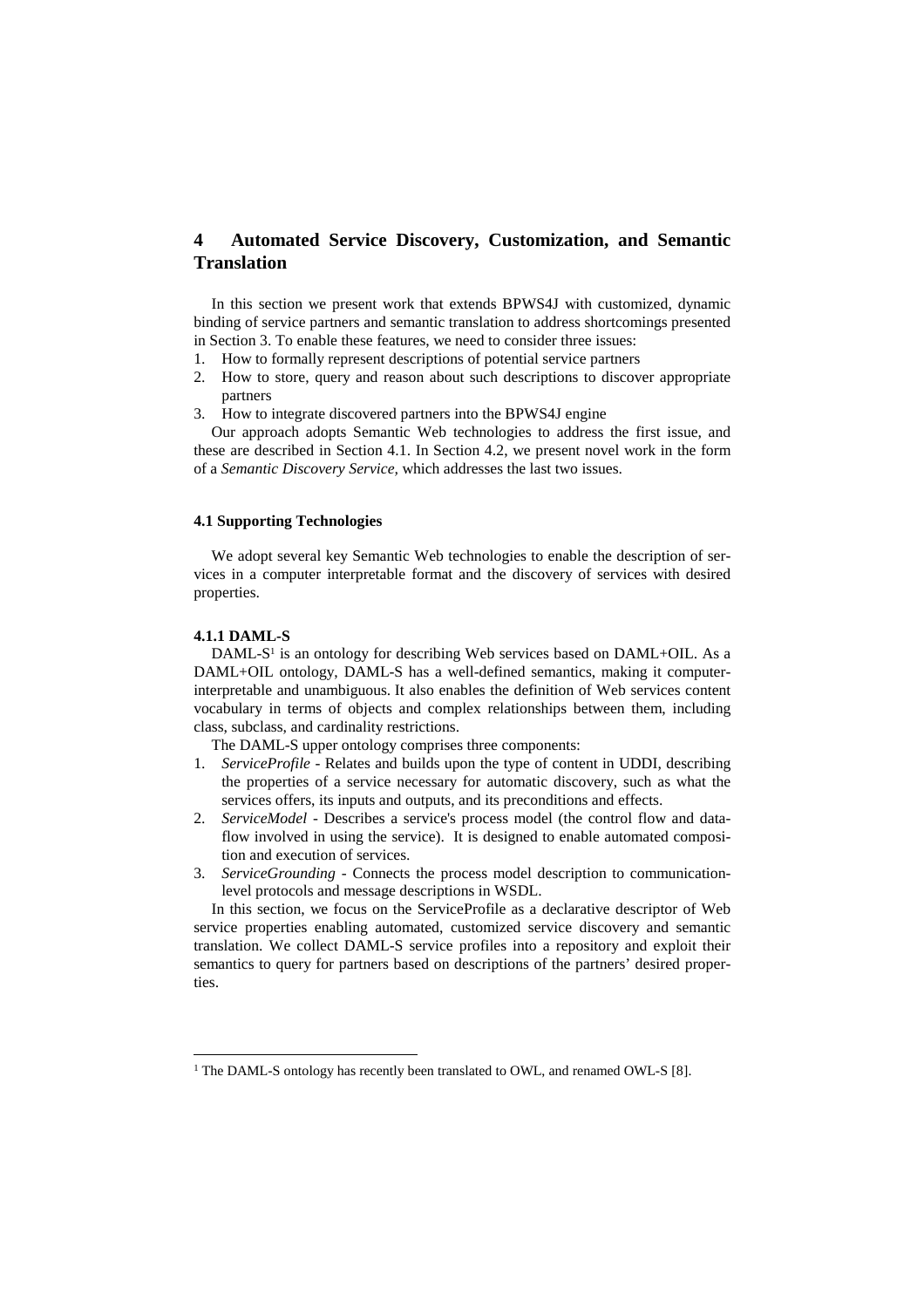# 4 Automated Service Discovery, Customization, and Semantic Translation

In this section we present work that extends BPWS4J with customized, dynamic binding of service partners and semantic translation to address shortcomings presented in Section 3. To enable these features, we need to consider three issues:

1. How to formally represent descriptions of potential service partners
2. How to store, query and reason about such descriptions to discover appropriate partners
3. How to integrate discovered partners into the BPWS4J engine

Our approach adopts Semantic Web technologies to address the first issue, and these are described in Section 4.1. In Section 4.2, we present novel work in the form of a *Semantic Discovery Service,* which addresses the last two issues.

## 4.1 Supporting Technologies

We adopt several key Semantic Web technologies to enable the description of services in a computer interpretable format and the discovery of services with desired properties.

### 4.1.1 DAML-S

DAML-S[1] is an ontology for describing Web services based on DAML+OIL. As a DAML+OIL ontology, DAML-S has a well-defined semantics, making it computer-interpretable and unambiguous. It also enables the definition of Web services content vocabulary in terms of objects and complex relationships between them, including class, subclass, and cardinality restrictions.

The DAML-S upper ontology comprises three components:

1. *ServiceProfile* - Relates and builds upon the type of content in UDDI, describing the properties of a service necessary for automatic discovery, such as what the services offers, its inputs and outputs, and its preconditions and effects.
2. *ServiceModel* - Describes a service's process model (the control flow and data-flow involved in using the service). It is designed to enable automated composition and execution of services.
3. *ServiceGrounding* - Connects the process model description to communication-level protocols and message descriptions in WSDL.

In this section, we focus on the ServiceProfile as a declarative descriptor of Web service properties enabling automated, customized service discovery and semantic translation. We collect DAML-S service profiles into a repository and exploit their semantics to query for partners based on descriptions of the partners' desired properties.

[1] The DAML-S ontology has recently been translated to OWL, and renamed OWL-S [8].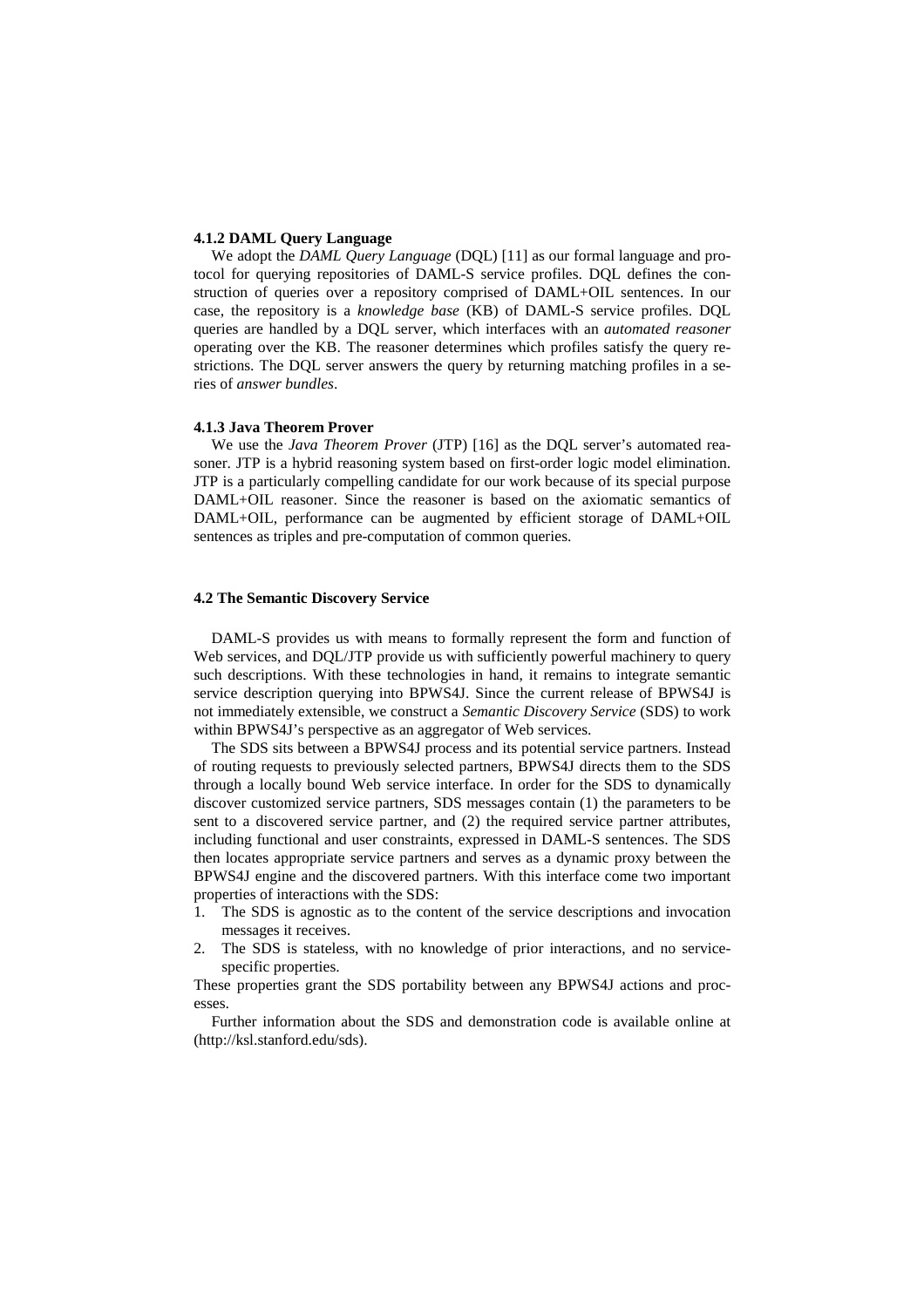#### 4.1.2 DAML Query Language

We adopt the *DAML Query Language* (DQL) [11] as our formal language and protocol for querying repositories of DAML-S service profiles. DQL defines the construction of queries over a repository comprised of DAML+OIL sentences. In our case, the repository is a *knowledge base* (KB) of DAML-S service profiles. DQL queries are handled by a DQL server, which interfaces with an *automated reasoner* operating over the KB. The reasoner determines which profiles satisfy the query restrictions. The DQL server answers the query by returning matching profiles in a series of *answer bundles*.

#### 4.1.3 Java Theorem Prover

We use the *Java Theorem Prover* (JTP) [16] as the DQL server's automated reasoner. JTP is a hybrid reasoning system based on first-order logic model elimination. JTP is a particularly compelling candidate for our work because of its special purpose DAML+OIL reasoner. Since the reasoner is based on the axiomatic semantics of DAML+OIL, performance can be augmented by efficient storage of DAML+OIL sentences as triples and pre-computation of common queries.

### 4.2 The Semantic Discovery Service

DAML-S provides us with means to formally represent the form and function of Web services, and DQL/JTP provide us with sufficiently powerful machinery to query such descriptions. With these technologies in hand, it remains to integrate semantic service description querying into BPWS4J. Since the current release of BPWS4J is not immediately extensible, we construct a *Semantic Discovery Service* (SDS) to work within BPWS4J's perspective as an aggregator of Web services.

The SDS sits between a BPWS4J process and its potential service partners. Instead of routing requests to previously selected partners, BPWS4J directs them to the SDS through a locally bound Web service interface. In order for the SDS to dynamically discover customized service partners, SDS messages contain (1) the parameters to be sent to a discovered service partner, and (2) the required service partner attributes, including functional and user constraints, expressed in DAML-S sentences. The SDS then locates appropriate service partners and serves as a dynamic proxy between the BPWS4J engine and the discovered partners. With this interface come two important properties of interactions with the SDS:

1. The SDS is agnostic as to the content of the service descriptions and invocation messages it receives.
2. The SDS is stateless, with no knowledge of prior interactions, and no service-specific properties.

These properties grant the SDS portability between any BPWS4J actions and processes.

Further information about the SDS and demonstration code is available online at (http://ksl.stanford.edu/sds).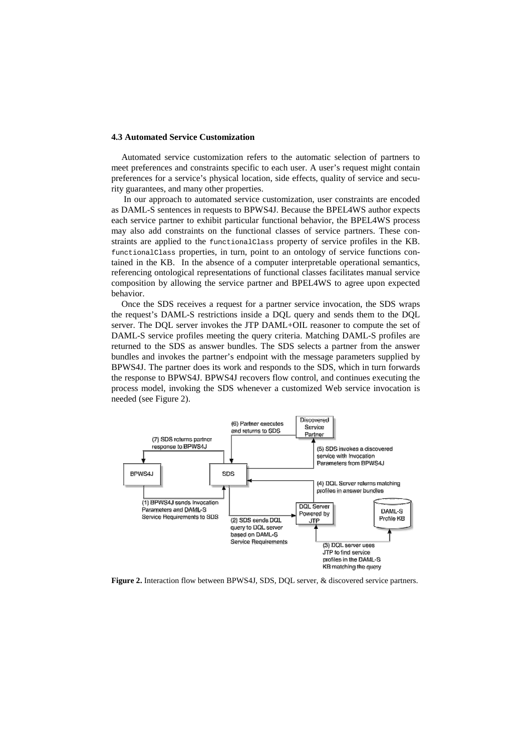### 4.3 Automated Service Customization

Automated service customization refers to the automatic selection of partners to meet preferences and constraints specific to each user. A user's request might contain preferences for a service's physical location, side effects, quality of service and security guarantees, and many other properties.

In our approach to automated service customization, user constraints are encoded as DAML-S sentences in requests to BPWS4J. Because the BPEL4WS author expects each service partner to exhibit particular functional behavior, the BPEL4WS process may also add constraints on the functional classes of service partners. These constraints are applied to the `functionalClass` property of service profiles in the KB. `functionalClass` properties, in turn, point to an ontology of service functions contained in the KB. In the absence of a computer interpretable operational semantics, referencing ontological representations of functional classes facilitates manual service composition by allowing the service partner and BPEL4WS to agree upon expected behavior.

Once the SDS receives a request for a partner service invocation, the SDS wraps the request's DAML-S restrictions inside a DQL query and sends them to the DQL server. The DQL server invokes the JTP DAML+OIL reasoner to compute the set of DAML-S service profiles meeting the query criteria. Matching DAML-S profiles are returned to the SDS as answer bundles. The SDS selects a partner from the answer bundles and invokes the partner's endpoint with the message parameters supplied by BPWS4J. The partner does its work and responds to the SDS, which in turn forwards the response to BPWS4J. BPWS4J recovers flow control, and continues executing the process model, invoking the SDS whenever a customized Web service invocation is needed (see Figure 2).

**Figure 2.** Interaction flow between BPWS4J, SDS, DQL server, & discovered service partners.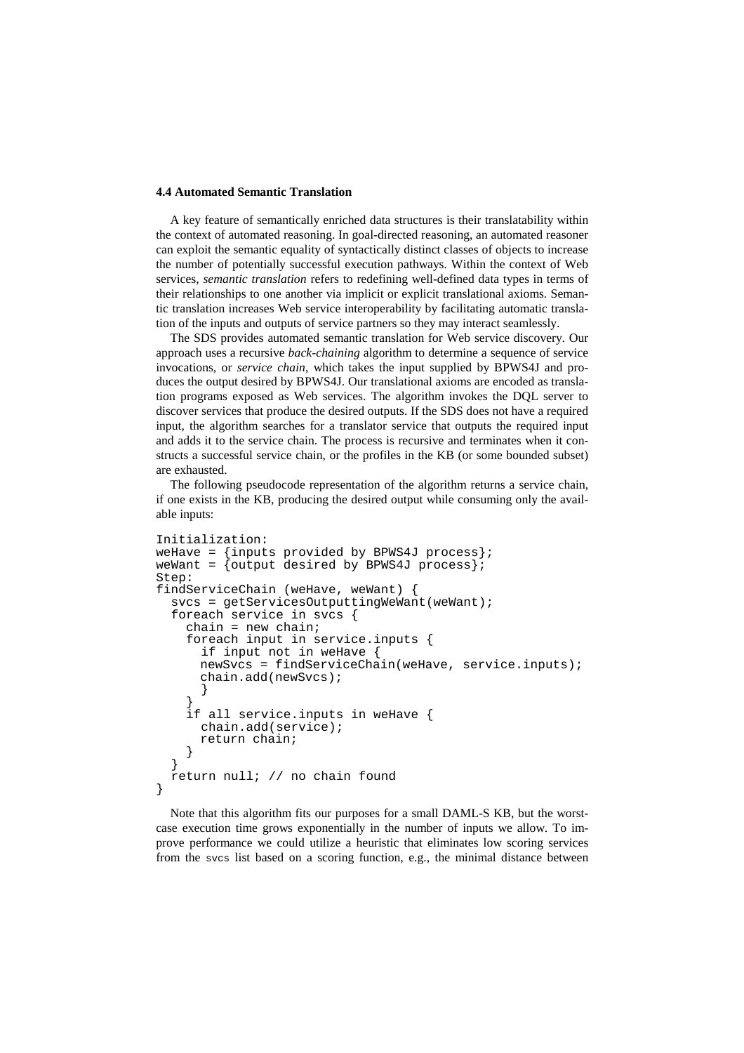### 4.4 Automated Semantic Translation

A key feature of semantically enriched data structures is their translatability within the context of automated reasoning. In goal-directed reasoning, an automated reasoner can exploit the semantic equality of syntactically distinct classes of objects to increase the number of potentially successful execution pathways. Within the context of Web services, *semantic translation* refers to redefining well-defined data types in terms of their relationships to one another via implicit or explicit translational axioms. Semantic translation increases Web service interoperability by facilitating automatic translation of the inputs and outputs of service partners so they may interact seamlessly.

The SDS provides automated semantic translation for Web service discovery. Our approach uses a recursive *back-chaining* algorithm to determine a sequence of service invocations, or *service chain*, which takes the input supplied by BPWS4J and produces the output desired by BPWS4J. Our translational axioms are encoded as translation programs exposed as Web services. The algorithm invokes the DQL server to discover services that produce the desired outputs. If the SDS does not have a required input, the algorithm searches for a translator service that outputs the required input and adds it to the service chain. The process is recursive and terminates when it constructs a successful service chain, or the profiles in the KB (or some bounded subset) are exhausted.

The following pseudocode representation of the algorithm returns a service chain, if one exists in the KB, producing the desired output while consuming only the available inputs:

```
Initialization:
weHave = {inputs provided by BPWS4J process};
weWant = {output desired by BPWS4J process};
Step:
findServiceChain (weHave, weWant) {
  svcs = getServicesOutputtingWeWant(weWant);
  foreach service in svcs {
    chain = new chain;
    foreach input in service.inputs {
      if input not in weHave {
      newSvcs = findServiceChain(weHave, service.inputs);
      chain.add(newSvcs);
      }
    }
    if all service.inputs in weHave {
      chain.add(service);
      return chain;
    }
  }
  return null; // no chain found
}
```

Note that this algorithm fits our purposes for a small DAML-S KB, but the worst-case execution time grows exponentially in the number of inputs we allow. To improve performance we could utilize a heuristic that eliminates low scoring services from the `svcs` list based on a scoring function, e.g., the minimal distance between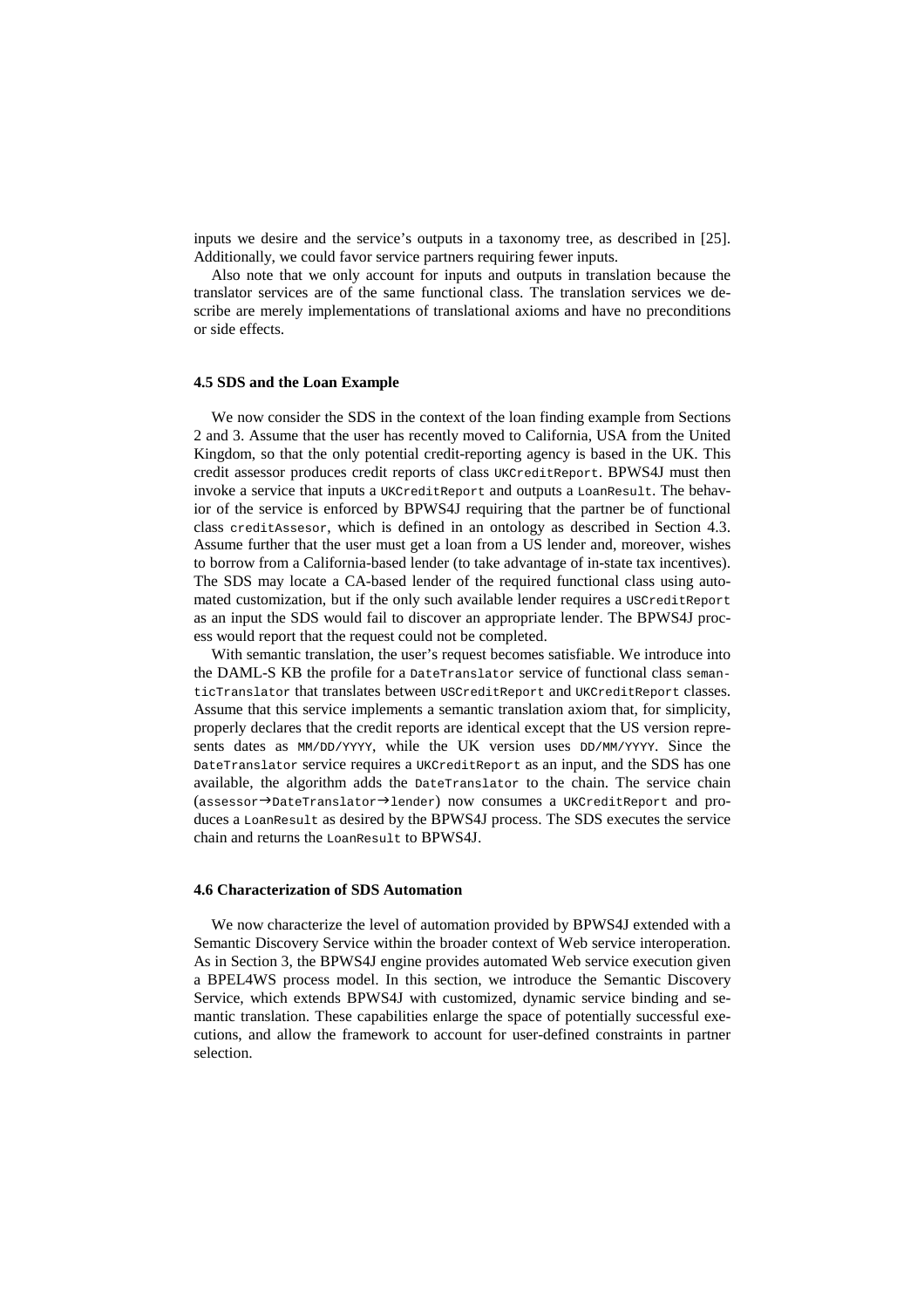inputs we desire and the service's outputs in a taxonomy tree, as described in [25]. Additionally, we could favor service partners requiring fewer inputs.

Also note that we only account for inputs and outputs in translation because the translator services are of the same functional class. The translation services we describe are merely implementations of translational axioms and have no preconditions or side effects.

### 4.5 SDS and the Loan Example

We now consider the SDS in the context of the loan finding example from Sections 2 and 3. Assume that the user has recently moved to California, USA from the United Kingdom, so that the only potential credit-reporting agency is based in the UK. This credit assessor produces credit reports of class `UKCreditReport`. BPWS4J must then invoke a service that inputs a `UKCreditReport` and outputs a `LoanResult`. The behavior of the service is enforced by BPWS4J requiring that the partner be of functional class `creditAssesor`, which is defined in an ontology as described in Section 4.3. Assume further that the user must get a loan from a US lender and, moreover, wishes to borrow from a California-based lender (to take advantage of in-state tax incentives). The SDS may locate a CA-based lender of the required functional class using automated customization, but if the only such available lender requires a `USCreditReport` as an input the SDS would fail to discover an appropriate lender. The BPWS4J process would report that the request could not be completed.

With semantic translation, the user's request becomes satisfiable. We introduce into the DAML-S KB the profile for a `DateTranslator` service of functional class `semanticTranslator` that translates between `USCreditReport` and `UKCreditReport` classes. Assume that this service implements a semantic translation axiom that, for simplicity, properly declares that the credit reports are identical except that the US version represents dates as `MM/DD/YYYY`, while the UK version uses `DD/MM/YYYY`. Since the `DateTranslator` service requires a `UKCreditReport` as an input, and the SDS has one available, the algorithm adds the `DateTranslator` to the chain. The service chain (`assessor`→`DateTranslator`→`lender`) now consumes a `UKCreditReport` and produces a `LoanResult` as desired by the BPWS4J process. The SDS executes the service chain and returns the `LoanResult` to BPWS4J.

### 4.6 Characterization of SDS Automation

We now characterize the level of automation provided by BPWS4J extended with a Semantic Discovery Service within the broader context of Web service interoperation. As in Section 3, the BPWS4J engine provides automated Web service execution given a BPEL4WS process model. In this section, we introduce the Semantic Discovery Service, which extends BPWS4J with customized, dynamic service binding and semantic translation. These capabilities enlarge the space of potentially successful executions, and allow the framework to account for user-defined constraints in partner selection.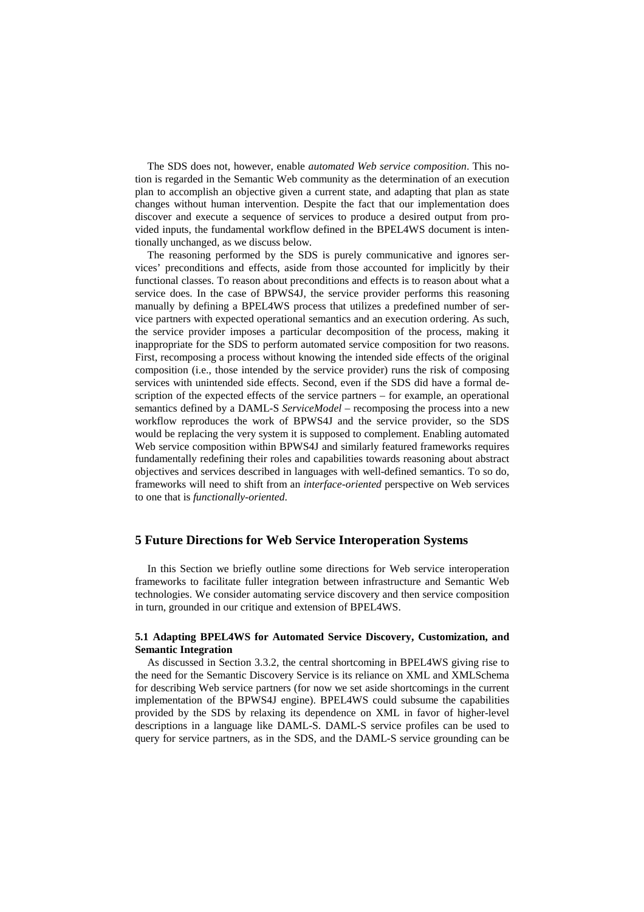The SDS does not, however, enable *automated Web service composition*. This notion is regarded in the Semantic Web community as the determination of an execution plan to accomplish an objective given a current state, and adapting that plan as state changes without human intervention. Despite the fact that our implementation does discover and execute a sequence of services to produce a desired output from provided inputs, the fundamental workflow defined in the BPEL4WS document is intentionally unchanged, as we discuss below.

The reasoning performed by the SDS is purely communicative and ignores services' preconditions and effects, aside from those accounted for implicitly by their functional classes. To reason about preconditions and effects is to reason about what a service does. In the case of BPWS4J, the service provider performs this reasoning manually by defining a BPEL4WS process that utilizes a predefined number of service partners with expected operational semantics and an execution ordering. As such, the service provider imposes a particular decomposition of the process, making it inappropriate for the SDS to perform automated service composition for two reasons. First, recomposing a process without knowing the intended side effects of the original composition (i.e., those intended by the service provider) runs the risk of composing services with unintended side effects. Second, even if the SDS did have a formal description of the expected effects of the service partners – for example, an operational semantics defined by a DAML-S *ServiceModel* – recomposing the process into a new workflow reproduces the work of BPWS4J and the service provider, so the SDS would be replacing the very system it is supposed to complement. Enabling automated Web service composition within BPWS4J and similarly featured frameworks requires fundamentally redefining their roles and capabilities towards reasoning about abstract objectives and services described in languages with well-defined semantics. To so do, frameworks will need to shift from an *interface-oriented* perspective on Web services to one that is *functionally-oriented*.

## 5 Future Directions for Web Service Interoperation Systems

In this Section we briefly outline some directions for Web service interoperation frameworks to facilitate fuller integration between infrastructure and Semantic Web technologies. We consider automating service discovery and then service composition in turn, grounded in our critique and extension of BPEL4WS.

### 5.1 Adapting BPEL4WS for Automated Service Discovery, Customization, and Semantic Integration

As discussed in Section 3.3.2, the central shortcoming in BPEL4WS giving rise to the need for the Semantic Discovery Service is its reliance on XML and XMLSchema for describing Web service partners (for now we set aside shortcomings in the current implementation of the BPWS4J engine). BPEL4WS could subsume the capabilities provided by the SDS by relaxing its dependence on XML in favor of higher-level descriptions in a language like DAML-S. DAML-S service profiles can be used to query for service partners, as in the SDS, and the DAML-S service grounding can be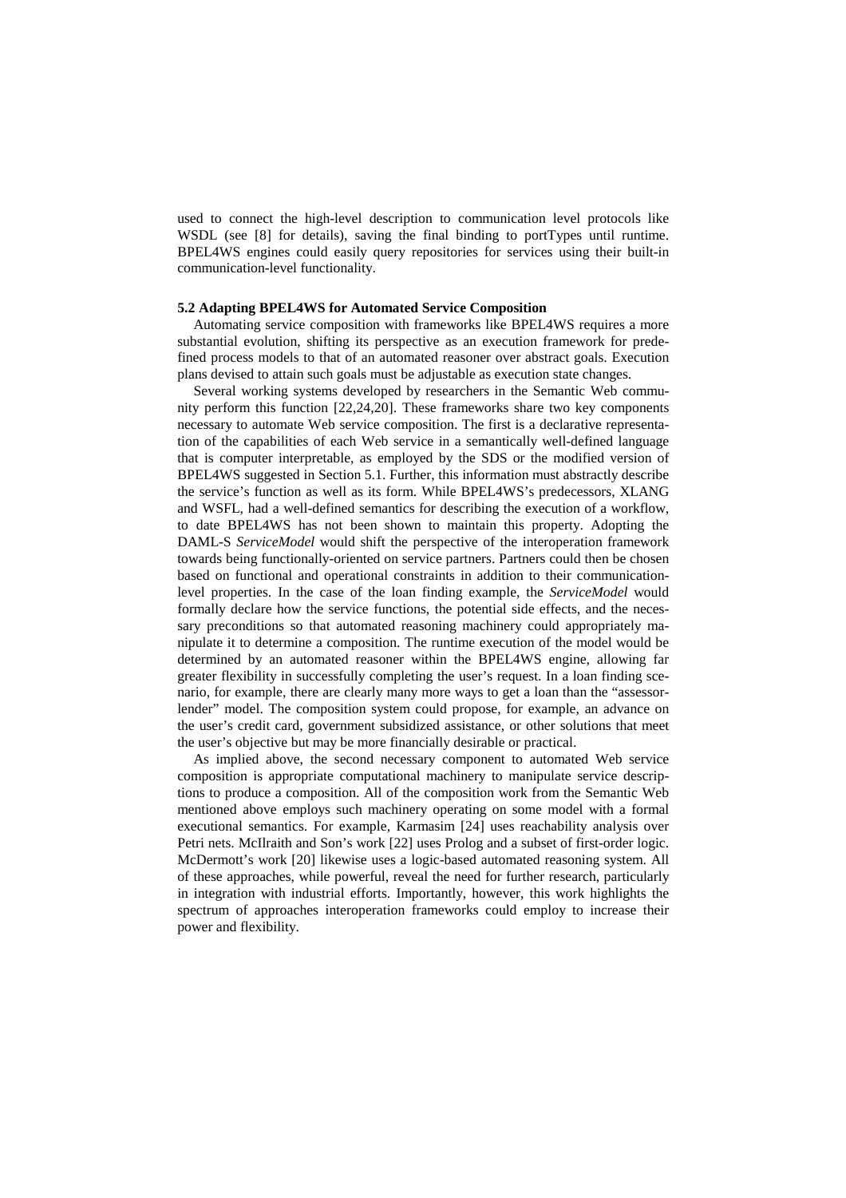used to connect the high-level description to communication level protocols like WSDL (see [8] for details), saving the final binding to portTypes until runtime. BPEL4WS engines could easily query repositories for services using their built-in communication-level functionality.

### 5.2 Adapting BPEL4WS for Automated Service Composition

Automating service composition with frameworks like BPEL4WS requires a more substantial evolution, shifting its perspective as an execution framework for predefined process models to that of an automated reasoner over abstract goals. Execution plans devised to attain such goals must be adjustable as execution state changes.

Several working systems developed by researchers in the Semantic Web community perform this function [22,24,20]. These frameworks share two key components necessary to automate Web service composition. The first is a declarative representation of the capabilities of each Web service in a semantically well-defined language that is computer interpretable, as employed by the SDS or the modified version of BPEL4WS suggested in Section 5.1. Further, this information must abstractly describe the service's function as well as its form. While BPEL4WS's predecessors, XLANG and WSFL, had a well-defined semantics for describing the execution of a workflow, to date BPEL4WS has not been shown to maintain this property. Adopting the DAML-S *ServiceModel* would shift the perspective of the interoperation framework towards being functionally-oriented on service partners. Partners could then be chosen based on functional and operational constraints in addition to their communication-level properties. In the case of the loan finding example, the *ServiceModel* would formally declare how the service functions, the potential side effects, and the necessary preconditions so that automated reasoning machinery could appropriately manipulate it to determine a composition. The runtime execution of the model would be determined by an automated reasoner within the BPEL4WS engine, allowing far greater flexibility in successfully completing the user's request. In a loan finding scenario, for example, there are clearly many more ways to get a loan than the "assessor-lender" model. The composition system could propose, for example, an advance on the user's credit card, government subsidized assistance, or other solutions that meet the user's objective but may be more financially desirable or practical.

As implied above, the second necessary component to automated Web service composition is appropriate computational machinery to manipulate service descriptions to produce a composition. All of the composition work from the Semantic Web mentioned above employs such machinery operating on some model with a formal executional semantics. For example, Karmasim [24] uses reachability analysis over Petri nets. McIlraith and Son's work [22] uses Prolog and a subset of first-order logic. McDermott's work [20] likewise uses a logic-based automated reasoning system. All of these approaches, while powerful, reveal the need for further research, particularly in integration with industrial efforts. Importantly, however, this work highlights the spectrum of approaches interoperation frameworks could employ to increase their power and flexibility.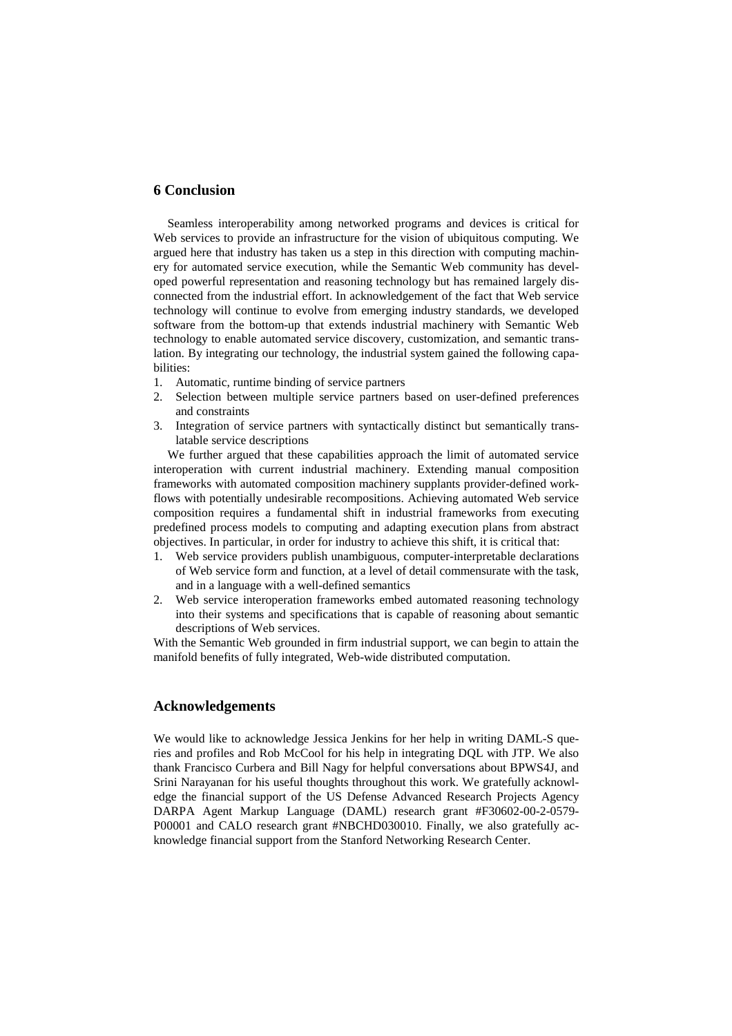## 6 Conclusion

Seamless interoperability among networked programs and devices is critical for Web services to provide an infrastructure for the vision of ubiquitous computing. We argued here that industry has taken us a step in this direction with computing machinery for automated service execution, while the Semantic Web community has developed powerful representation and reasoning technology but has remained largely disconnected from the industrial effort. In acknowledgement of the fact that Web service technology will continue to evolve from emerging industry standards, we developed software from the bottom-up that extends industrial machinery with Semantic Web technology to enable automated service discovery, customization, and semantic translation. By integrating our technology, the industrial system gained the following capabilities:

1. Automatic, runtime binding of service partners
2. Selection between multiple service partners based on user-defined preferences and constraints
3. Integration of service partners with syntactically distinct but semantically translatable service descriptions

We further argued that these capabilities approach the limit of automated service interoperation with current industrial machinery. Extending manual composition frameworks with automated composition machinery supplants provider-defined workflows with potentially undesirable recompositions. Achieving automated Web service composition requires a fundamental shift in industrial frameworks from executing predefined process models to computing and adapting execution plans from abstract objectives. In particular, in order for industry to achieve this shift, it is critical that:

1. Web service providers publish unambiguous, computer-interpretable declarations of Web service form and function, at a level of detail commensurate with the task, and in a language with a well-defined semantics
2. Web service interoperation frameworks embed automated reasoning technology into their systems and specifications that is capable of reasoning about semantic descriptions of Web services.

With the Semantic Web grounded in firm industrial support, we can begin to attain the manifold benefits of fully integrated, Web-wide distributed computation.

## Acknowledgements

We would like to acknowledge Jessica Jenkins for her help in writing DAML-S queries and profiles and Rob McCool for his help in integrating DQL with JTP. We also thank Francisco Curbera and Bill Nagy for helpful conversations about BPWS4J, and Srini Narayanan for his useful thoughts throughout this work. We gratefully acknowledge the financial support of the US Defense Advanced Research Projects Agency DARPA Agent Markup Language (DAML) research grant #F30602-00-2-0579-P00001 and CALO research grant #NBCHD030010. Finally, we also gratefully acknowledge financial support from the Stanford Networking Research Center.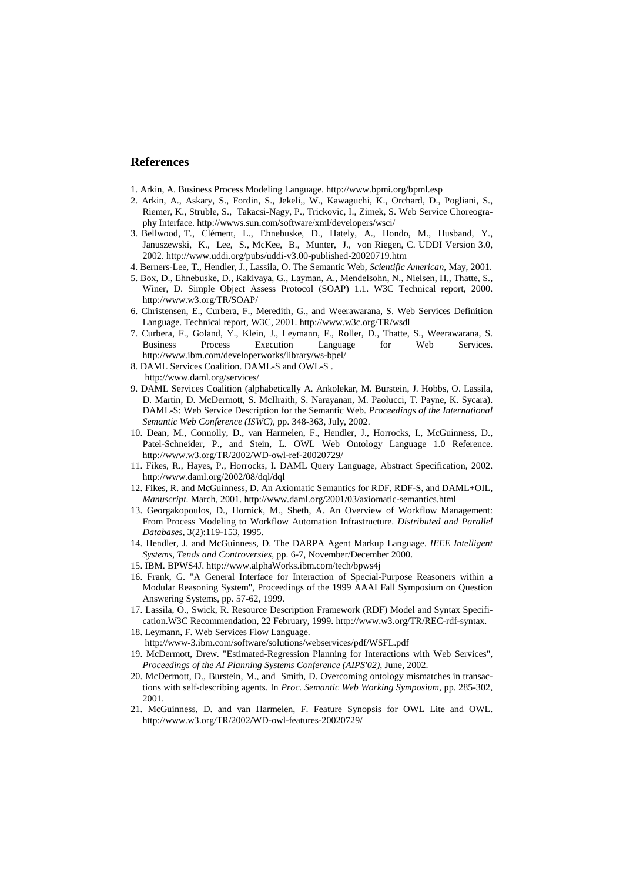## References

1. Arkin, A. Business Process Modeling Language. http://www.bpmi.org/bpml.esp
2. Arkin, A., Askary, S., Fordin, S., Jekeli,, W., Kawaguchi, K., Orchard, D., Pogliani, S., Riemer, K., Struble, S., Takacsi-Nagy, P., Trickovic, I., Zimek, S. Web Service Choreography Interface. http://wwws.sun.com/software/xml/developers/wsci/
3. Bellwood, T., Clément, L., Ehnebuske, D., Hately, A., Hondo, M., Husband, Y., Januszewski, K., Lee, S., McKee, B., Munter, J., von Riegen, C. UDDI Version 3.0, 2002. http://www.uddi.org/pubs/uddi-v3.00-published-20020719.htm
4. Berners-Lee, T., Hendler, J., Lassila, O. The Semantic Web, *Scientific American*, May, 2001.
5. Box, D., Ehnebuske, D., Kakivaya, G., Layman, A., Mendelsohn, N., Nielsen, H., Thatte, S., Winer, D. Simple Object Assess Protocol (SOAP) 1.1. W3C Technical report, 2000. http://www.w3.org/TR/SOAP/
6. Christensen, E., Curbera, F., Meredith, G., and Weerawarana, S. Web Services Definition Language. Technical report, W3C, 2001. http://www.w3c.org/TR/wsdl
7. Curbera, F., Goland, Y., Klein, J., Leymann, F., Roller, D., Thatte, S., Weerawarana, S. Business Process Execution Language for Web Services. http://www.ibm.com/developerworks/library/ws-bpel/
8. DAML Services Coalition. DAML-S and OWL-S . http://www.daml.org/services/
9. DAML Services Coalition (alphabetically A. Ankolekar, M. Burstein, J. Hobbs, O. Lassila, D. Martin, D. McDermott, S. McIlraith, S. Narayanan, M. Paolucci, T. Payne, K. Sycara). DAML-S: Web Service Description for the Semantic Web. *Proceedings of the International Semantic Web Conference (ISWC)*, pp. 348-363, July, 2002.
10. Dean, M., Connolly, D., van Harmelen, F., Hendler, J., Horrocks, I., McGuinness, D., Patel-Schneider, P., and Stein, L. OWL Web Ontology Language 1.0 Reference. http://www.w3.org/TR/2002/WD-owl-ref-20020729/
11. Fikes, R., Hayes, P., Horrocks, I. DAML Query Language, Abstract Specification, 2002. http://www.daml.org/2002/08/dql/dql
12. Fikes, R. and McGuinness, D. An Axiomatic Semantics for RDF, RDF-S, and DAML+OIL, *Manuscript*. March, 2001. http://www.daml.org/2001/03/axiomatic-semantics.html
13. Georgakopoulos, D., Hornick, M., Sheth, A. An Overview of Workflow Management: From Process Modeling to Workflow Automation Infrastructure. *Distributed and Parallel Databases*, 3(2):119-153, 1995.
14. Hendler, J. and McGuinness, D. The DARPA Agent Markup Language. *IEEE Intelligent Systems, Tends and Controversies*, pp. 6-7, November/December 2000.
15. IBM. BPWS4J. http://www.alphaWorks.ibm.com/tech/bpws4j
16. Frank, G. "A General Interface for Interaction of Special-Purpose Reasoners within a Modular Reasoning System", Proceedings of the 1999 AAAI Fall Symposium on Question Answering Systems, pp. 57-62, 1999.
17. Lassila, O., Swick, R. Resource Description Framework (RDF) Model and Syntax Specification.W3C Recommendation, 22 February, 1999. http://www.w3.org/TR/REC-rdf-syntax.
18. Leymann, F. Web Services Flow Language. http://www-3.ibm.com/software/solutions/webservices/pdf/WSFL.pdf
19. McDermott, Drew. "Estimated-Regression Planning for Interactions with Web Services", *Proceedings of the AI Planning Systems Conference (AIPS'02)*, June, 2002.
20. McDermott, D., Burstein, M., and Smith, D. Overcoming ontology mismatches in transactions with self-describing agents. In *Proc. Semantic Web Working Symposium*, pp. 285-302, 2001.
21. McGuinness, D. and van Harmelen, F. Feature Synopsis for OWL Lite and OWL. http://www.w3.org/TR/2002/WD-owl-features-20020729/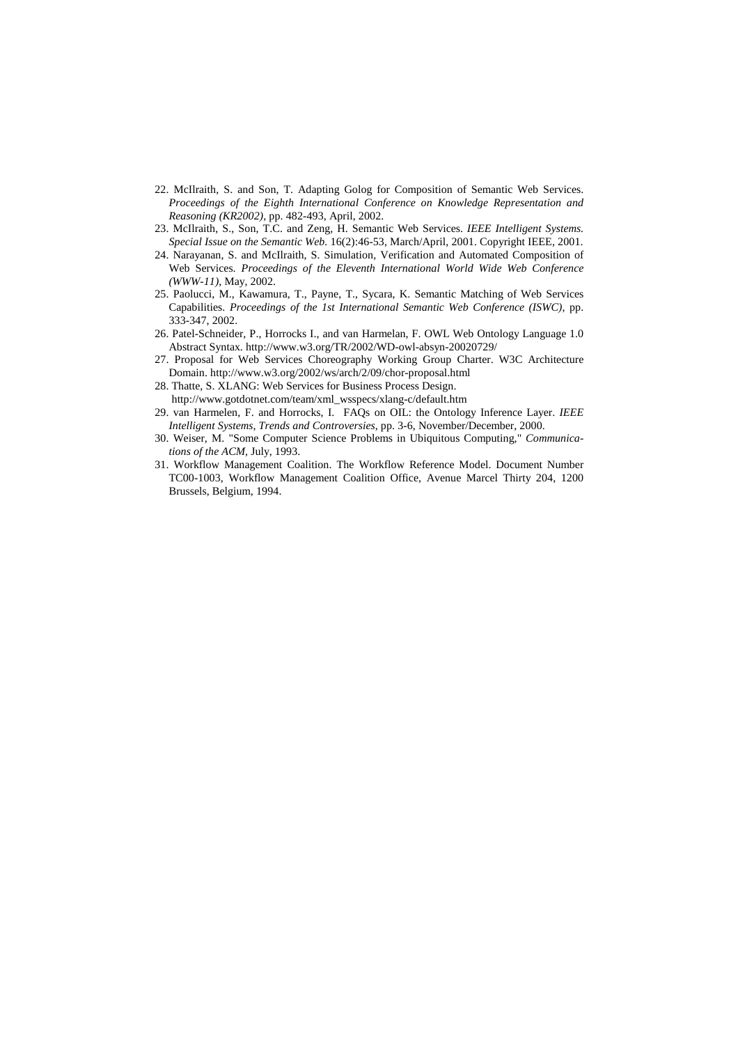22. McIlraith, S. and Son, T. Adapting Golog for Composition of Semantic Web Services. *Proceedings of the Eighth International Conference on Knowledge Representation and Reasoning (KR2002)*, pp. 482-493, April, 2002.
23. McIlraith, S., Son, T.C. and Zeng, H. Semantic Web Services. *IEEE Intelligent Systems. Special Issue on the Semantic Web.* 16(2):46-53, March/April, 2001. Copyright IEEE, 2001.
24. Narayanan, S. and McIlraith, S. Simulation, Verification and Automated Composition of Web Services. *Proceedings of the Eleventh International World Wide Web Conference (WWW-11)*, May, 2002.
25. Paolucci, M., Kawamura, T., Payne, T., Sycara, K. Semantic Matching of Web Services Capabilities. *Proceedings of the 1st International Semantic Web Conference (ISWC)*, pp. 333-347, 2002.
26. Patel-Schneider, P., Horrocks I., and van Harmelan, F. OWL Web Ontology Language 1.0 Abstract Syntax. http://www.w3.org/TR/2002/WD-owl-absyn-20020729/
27. Proposal for Web Services Choreography Working Group Charter. W3C Architecture Domain. http://www.w3.org/2002/ws/arch/2/09/chor-proposal.html
28. Thatte, S. XLANG: Web Services for Business Process Design. http://www.gotdotnet.com/team/xml_wsspecs/xlang-c/default.htm
29. van Harmelen, F. and Horrocks, I. FAQs on OIL: the Ontology Inference Layer. *IEEE Intelligent Systems, Trends and Controversies*, pp. 3-6, November/December, 2000.
30. Weiser, M. "Some Computer Science Problems in Ubiquitous Computing," *Communications of the ACM*, July, 1993.
31. Workflow Management Coalition. The Workflow Reference Model. Document Number TC00-1003, Workflow Management Coalition Office, Avenue Marcel Thirty 204, 1200 Brussels, Belgium, 1994.